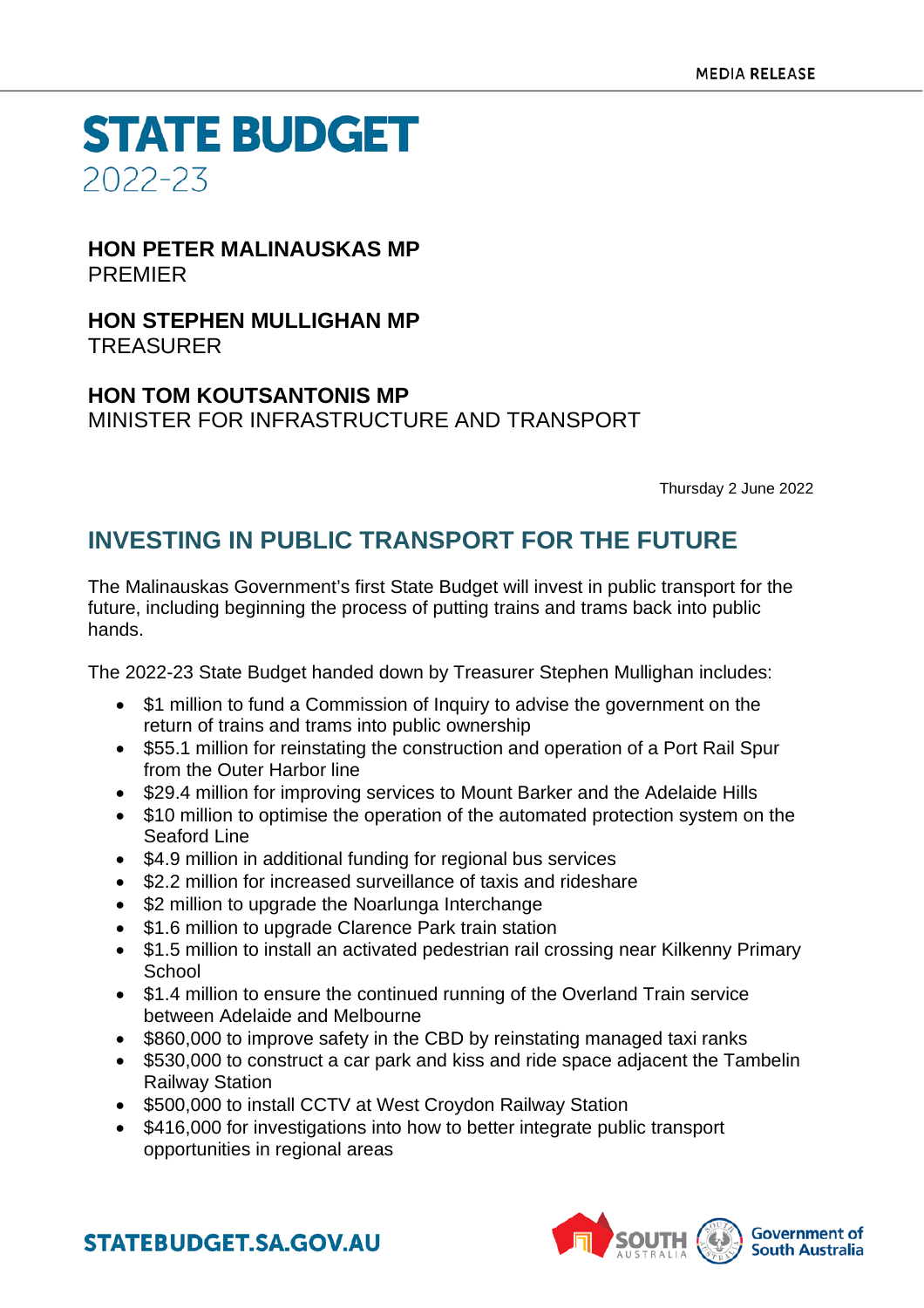MEDIA RELEASE

# STATE BUDGET 2022-23

**HON PETER MALINAUSKAS MP**
PREMIER

**HON STEPHEN MULLIGHAN MP**
TREASURER

**HON TOM KOUTSANTONIS MP**
MINISTER FOR INFRASTRUCTURE AND TRANSPORT

Thursday 2 June 2022

## INVESTING IN PUBLIC TRANSPORT FOR THE FUTURE

The Malinauskas Government's first State Budget will invest in public transport for the future, including beginning the process of putting trains and trams back into public hands.

The 2022-23 State Budget handed down by Treasurer Stephen Mullighan includes:

- $1 million to fund a Commission of Inquiry to advise the government on the return of trains and trams into public ownership
- $55.1 million for reinstating the construction and operation of a Port Rail Spur from the Outer Harbor line
- $29.4 million for improving services to Mount Barker and the Adelaide Hills
- $10 million to optimise the operation of the automated protection system on the Seaford Line
- $4.9 million in additional funding for regional bus services
- $2.2 million for increased surveillance of taxis and rideshare
- $2 million to upgrade the Noarlunga Interchange
- $1.6 million to upgrade Clarence Park train station
- $1.5 million to install an activated pedestrian rail crossing near Kilkenny Primary School
- $1.4 million to ensure the continued running of the Overland Train service between Adelaide and Melbourne
- $860,000 to improve safety in the CBD by reinstating managed taxi ranks
- $530,000 to construct a car park and kiss and ride space adjacent the Tambelin Railway Station
- $500,000 to install CCTV at West Croydon Railway Station
- $416,000 for investigations into how to better integrate public transport opportunities in regional areas

STATEBUDGET.SA.GOV.AU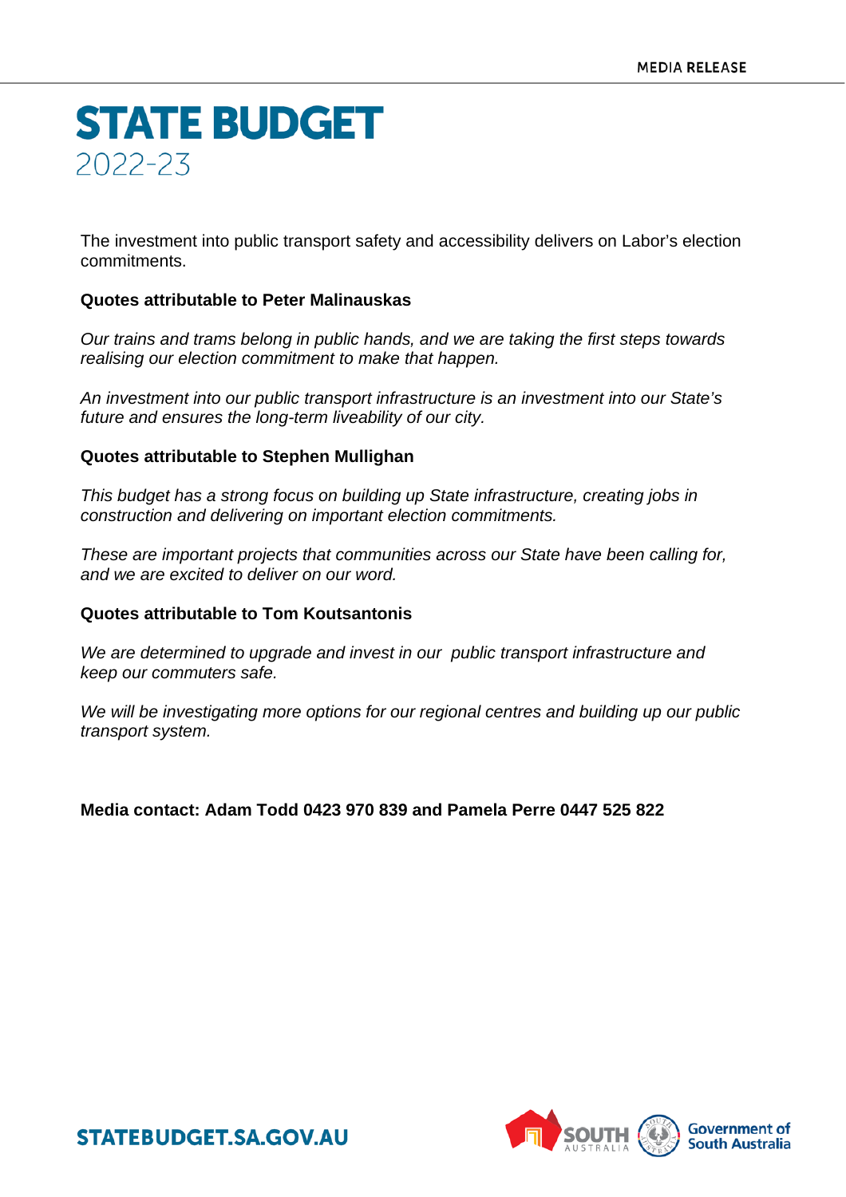The investment into public transport safety and accessibility delivers on Labor's election commitments.

**Quotes attributable to Peter Malinauskas**

*Our trains and trams belong in public hands, and we are taking the first steps towards realising our election commitment to make that happen.*

*An investment into our public transport infrastructure is an investment into our State's future and ensures the long-term liveability of our city.*

**Quotes attributable to Stephen Mullighan**

*This budget has a strong focus on building up State infrastructure, creating jobs in construction and delivering on important election commitments.*

*These are important projects that communities across our State have been calling for, and we are excited to deliver on our word.*

**Quotes attributable to Tom Koutsantonis**

*We are determined to upgrade and invest in our public transport infrastructure and keep our commuters safe.*

*We will be investigating more options for our regional centres and building up our public transport system.*

**Media contact: Adam Todd 0423 970 839 and Pamela Perre 0447 525 822**